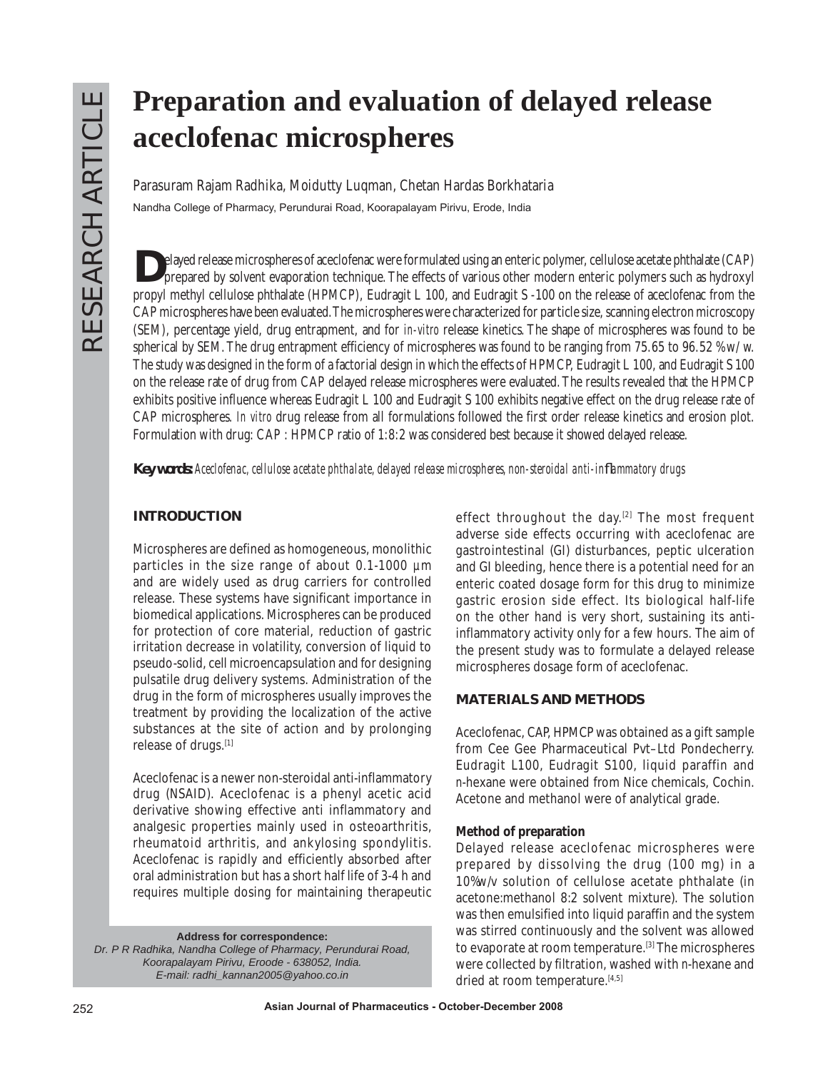# Preparation and evaluation of delayed release aceclofenac microspheres

Parasuram Rajam Radhika, Moidutty Luqman, Chetan Hardas Borkhataria

Nandha College of Pharmacy, Perundurai Road, Koorapalayam Pirivu, Erode, India

Delayed release microspheres of aceclofenac were formulated using an enteric polymer, cellulose acetate phthalate (CAP) prepared by solvent evaporation technique. The effects of various other modern enteric polymers such as hydroxyl propyl methyl cellulose phthalate (HPMCP), Eudragit L 100, and Eudragit S -100 on the release of aceclofenac from the CAP microspheres have been evaluated. The microspheres were characterized for particle size, scanning electron microscopy (SEM), percentage yield, drug entrapment, and for *in-vitro* release kinetics. The shape of microspheres was found to be spherical by SEM. The drug entrapment efficiency of microspheres was found to be ranging from 75.65 to 96.52 % w/w. The study was designed in the form of a factorial design in which the effects of HPMCP, Eudragit L 100, and Eudragit S 100 on the release rate of drug from CAP delayed release microspheres were evaluated. The results revealed that the HPMCP exhibits positive influence whereas Eudragit L 100 and Eudragit S 100 exhibits negative effect on the drug release rate of CAP microspheres. *In vitro* drug release from all formulations followed the first order release kinetics and erosion plot. Formulation with drug: CAP : HPMCP ratio of 1:8:2 was considered best because it showed delayed release.

**Key words:** *Aceclofenac, cellulose acetate phthalate, delayed release microspheres, non-steroidal anti-inflammatory drugs*

## INTRODUCTION

Microspheres are defined as homogeneous, monolithic particles in the size range of about 0.1-1000 µm and are widely used as drug carriers for controlled release. These systems have significant importance in biomedical applications. Microspheres can be produced for protection of core material, reduction of gastric irritation decrease in volatility, conversion of liquid to pseudo-solid, cell microencapsulation and for designing pulsatile drug delivery systems. Administration of the drug in the form of microspheres usually improves the treatment by providing the localization of the active substances at the site of action and by prolonging release of drugs.[1]

Aceclofenac is a newer non-steroidal anti-inflammatory drug (NSAID). Aceclofenac is a phenyl acetic acid derivative showing effective anti inflammatory and analgesic properties mainly used in osteoarthritis, rheumatoid arthritis, and ankylosing spondylitis. Aceclofenac is rapidly and efficiently absorbed after oral administration but has a short half life of 3-4 h and requires multiple dosing for maintaining therapeutic effect throughout the day.[2] The most frequent adverse side effects occurring with aceclofenac are gastrointestinal (GI) disturbances, peptic ulceration and GI bleeding, hence there is a potential need for an enteric coated dosage form for this drug to minimize gastric erosion side effect. Its biological half-life on the other hand is very short, sustaining its anti-inflammatory activity only for a few hours. The aim of the present study was to formulate a delayed release microspheres dosage form of aceclofenac.

## MATERIALS AND METHODS

Aceclofenac, CAP, HPMCP was obtained as a gift sample from Cee Gee Pharmaceutical Pvt–Ltd Pondecherry. Eudragit L100, Eudragit S100, liquid paraffin and n-hexane were obtained from Nice chemicals, Cochin. Acetone and methanol were of analytical grade.

### Method of preparation

Delayed release aceclofenac microspheres were prepared by dissolving the drug (100 mg) in a 10%w/v solution of cellulose acetate phthalate (in acetone:methanol 8:2 solvent mixture). The solution was then emulsified into liquid paraffin and the system was stirred continuously and the solvent was allowed to evaporate at room temperature.[3] The microspheres were collected by filtration, washed with n-hexane and dried at room temperature.[4,5]

**Address for correspondence:**
*Dr. P R Radhika, Nandha College of Pharmacy, Perundurai Road, Koorapalayam Pirivu, Eroode - 638052, India.*
*E-mail: radhi_kannan2005@yahoo.co.in*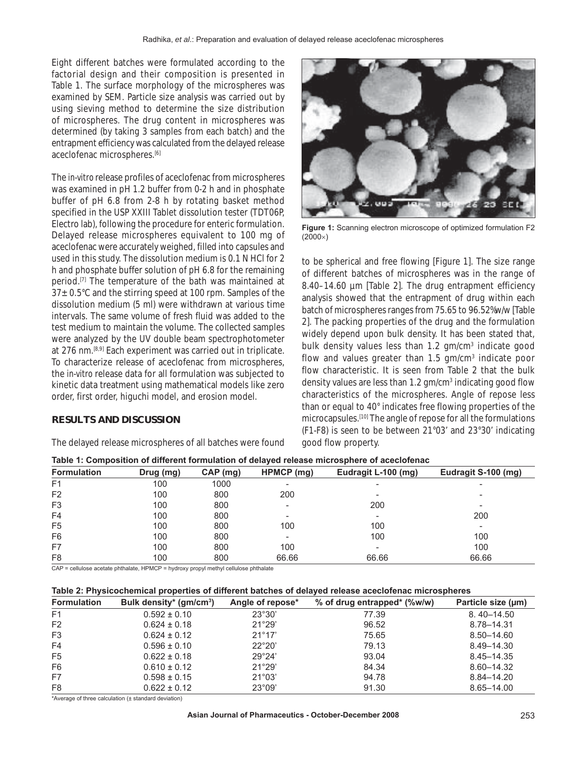Eight different batches were formulated according to the factorial design and their composition is presented in Table 1. The surface morphology of the microspheres was examined by SEM. Particle size analysis was carried out by using sieving method to determine the size distribution of microspheres. The drug content in microspheres was determined (by taking 3 samples from each batch) and the entrapment efficiency was calculated from the delayed release aceclofenac microspheres.[6]

The *in-vitro* release profiles of aceclofenac from microspheres was examined in pH 1.2 buffer from 0-2 h and in phosphate buffer of pH 6.8 from 2-8 h by rotating basket method specified in the USP XXIII Tablet dissolution tester (TDT06P, Electro lab), following the procedure for enteric formulation. Delayed release microspheres equivalent to 100 mg of aceclofenac were accurately weighed, filled into capsules and used in this study. The dissolution medium is 0.1 N HCl for 2 h and phosphate buffer solution of pH 6.8 for the remaining period.[7] The temperature of the bath was maintained at 37± 0.5°C and the stirring speed at 100 rpm. Samples of the dissolution medium (5 ml) were withdrawn at various time intervals. The same volume of fresh fluid was added to the test medium to maintain the volume. The collected samples were analyzed by the UV double beam spectrophotometer at 276 nm.[8,9] Each experiment was carried out in triplicate. To characterize release of aceclofenac from microspheres, the *in-vitro* release data for all formulation was subjected to kinetic data treatment using mathematical models like zero order, first order, higuchi model, and erosion model.

## RESULTS AND DISCUSSION

The delayed release microspheres of all batches were found to be spherical and free flowing [Figure 1]. The size range of different batches of microspheres was in the range of 8.40–14.60 µm [Table 2]. The drug entrapment efficiency analysis showed that the entrapment of drug within each batch of microspheres ranges from 75.65 to 96.52%w/w [Table 2]. The packing properties of the drug and the formulation widely depend upon bulk density. It has been stated that, bulk density values less than 1.2 gm/cm$^3$ indicate good flow and values greater than 1.5 gm/cm$^3$ indicate poor flow characteristic. It is seen from Table 2 that the bulk density values are less than 1.2 gm/cm$^3$ indicating good flow characteristics of the microspheres. Angle of repose less than or equal to 40° indicates free flowing properties of the microcapsules.[10] The angle of repose for all the formulations (F1-F8) is seen to be between 21°03' and 23°30' indicating good flow property.

**Figure 1:** Scanning electron microscope of optimized formulation F2 (2000×)

**Table 1: Composition of different formulation of delayed release microsphere of aceclofenac**

| Formulation | Drug (mg) | CAP (mg) | HPMCP (mg) | Eudragit L-100 (mg) | Eudragit S-100 (mg) |
|---|---|---|---|---|---|
| F1 | 100 | 1000 | - | - | - |
| F2 | 100 | 800 | 200 | - | - |
| F3 | 100 | 800 | - | 200 | - |
| F4 | 100 | 800 | - | - | 200 |
| F5 | 100 | 800 | 100 | 100 | - |
| F6 | 100 | 800 | - | 100 | 100 |
| F7 | 100 | 800 | 100 | - | 100 |
| F8 | 100 | 800 | 66.66 | 66.66 | 66.66 |

CAP = cellulose acetate phthalate, HPMCP = hydroxy propyl methyl cellulose phthalate

**Table 2: Physicochemical properties of different batches of delayed release aceclofenac microspheres**

| Formulation | Bulk density* (gm/cm$^3$) | Angle of repose* | % of drug entrapped* (%w/w) | Particle size (µm) |
|---|---|---|---|---|
| F1 | 0.592 ± 0.10 | 23°30' | 77.39 | 8. 40–14.50 |
| F2 | 0.624 ± 0.18 | 21°29' | 96.52 | 8.78–14.31 |
| F3 | 0.624 ± 0.12 | 21°17' | 75.65 | 8.50–14.60 |
| F4 | 0.596 ± 0.10 | 22°20' | 79.13 | 8.49–14.30 |
| F5 | 0.622 ± 0.18 | 29°24' | 93.04 | 8.45–14.35 |
| F6 | 0.610 ± 0.12 | 21°29' | 84.34 | 8.60–14.32 |
| F7 | 0.598 ± 0.15 | 21°03' | 94.78 | 8.84–14.20 |
| F8 | 0.622 ± 0.12 | 23°09' | 91.30 | 8.65–14.00 |

*Average of three calculation (± standard deviation)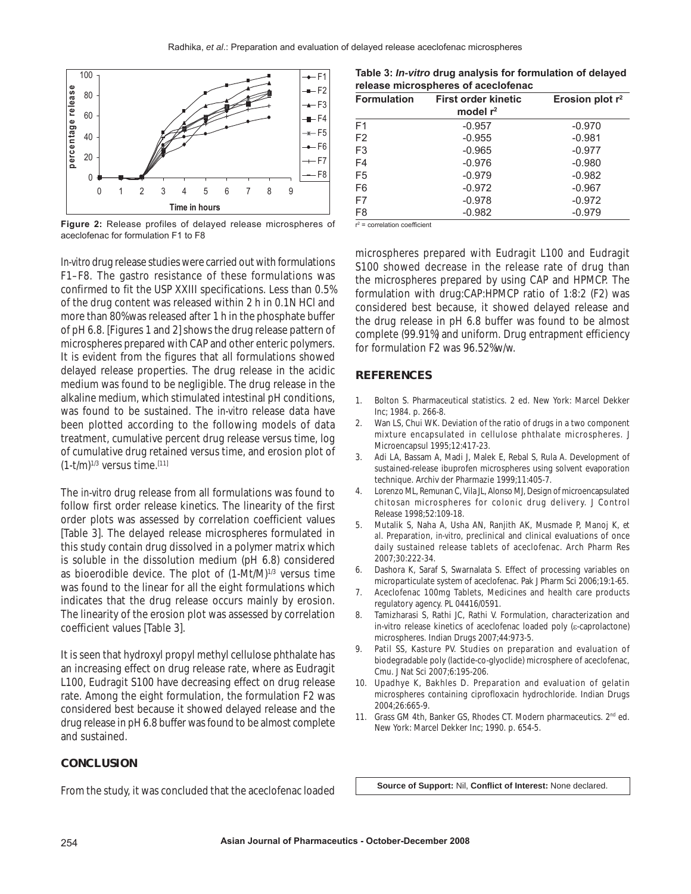100
80
60
40
20
0
percentage release
0 1 2 3 4 5 6 7 8 9
Time in hours
F1
F2
F3
F4
F5
F6
F7
F8

**Figure 2:** Release profiles of delayed release microspheres of aceclofenac for formulation F1 to F8

*In-vitro* drug release studies were carried out with formulations F1–F8. The gastro resistance of these formulations was confirmed to fit the USP XXIII specifications. Less than 0.5% of the drug content was released within 2 h in 0.1N HCl and more than 80% was released after 1 h in the phosphate buffer of pH 6.8. [Figures 1 and 2] shows the drug release pattern of microspheres prepared with CAP and other enteric polymers. It is evident from the figures that all formulations showed delayed release properties. The drug release in the acidic medium was found to be negligible. The drug release in the alkaline medium, which stimulated intestinal pH conditions, was found to be sustained. The *in-vitro* release data have been plotted according to the following models of data treatment, cumulative percent drug release versus time, log of cumulative drug retained versus time, and erosion plot of $(1\text{-}t/m)^{1/3}$ versus time.[11]

The *in-vitro* drug release from all formulations was found to follow first order release kinetics. The linearity of the first order plots was assessed by correlation coefficient values [Table 3]. The delayed release microspheres formulated in this study contain drug dissolved in a polymer matrix which is soluble in the dissolution medium (pH 6.8) considered as bioerodible device. The plot of $(1\text{-}Mt/M)^{1/3}$ versus time was found to the linear for all the eight formulations which indicates that the drug release occurs mainly by erosion. The linearity of the erosion plot was assessed by correlation coefficient values [Table 3].

It is seen that hydroxyl propyl methyl cellulose phthalate has an increasing effect on drug release rate, where as Eudragit L100, Eudragit S100 have decreasing effect on drug release rate. Among the eight formulation, the formulation F2 was considered best because it showed delayed release and the drug release in pH 6.8 buffer was found to be almost complete and sustained.

**Table 3:** ***In-vitro*** **drug analysis for formulation of delayed release microspheres of aceclofenac**

| Formulation | First order kinetic model $r^2$ | Erosion plot $r^2$ |
|---|---|---|
| F1 | -0.957 | -0.970 |
| F2 | -0.955 | -0.981 |
| F3 | -0.965 | -0.977 |
| F4 | -0.976 | -0.980 |
| F5 | -0.979 | -0.982 |
| F6 | -0.972 | -0.967 |
| F7 | -0.978 | -0.972 |
| F8 | -0.982 | -0.979 |

$r^2$ = correlation coefficient

## CONCLUSION

From the study, it was concluded that the aceclofenac loaded microspheres prepared with Eudragit L100 and Eudragit S100 showed decrease in the release rate of drug than the microspheres prepared by using CAP and HPMCP. The formulation with drug:CAP:HPMCP ratio of 1:8:2 (F2) was considered best because, it showed delayed release and the drug release in pH 6.8 buffer was found to be almost complete (99.91%) and uniform. Drug entrapment efficiency for formulation F2 was 96.52% w/w.

## REFERENCES

1. Bolton S. Pharmaceutical statistics. 2 ed. New York: Marcel Dekker Inc; 1984. p. 266-8.
2. Wan LS, Chui WK. Deviation of the ratio of drugs in a two component mixture encapsulated in cellulose phthalate microspheres. J Microencapsul 1995;12:417-23.
3. Adi LA, Bassam A, Madi J, Malek E, Rebal S, Rula A. Development of sustained-release ibuprofen microspheres using solvent evaporation technique. Archiv der Pharmazie 1999;11:405-7.
4. Lorenzo ML, Remunan C, Vila JL, Alonso MJ, Design of microencapsulated chitosan microspheres for colonic drug delivery. J Control Release 1998;52:109-18.
5. Mutalik S, Naha A, Usha AN, Ranjith AK, Musmade P, Manoj K, *et al*. Preparation, in-vitro, preclinical and clinical evaluations of once daily sustained release tablets of aceclofenac. Arch Pharm Res 2007;30:222-34.
6. Dashora K, Saraf S, Swarnalata S. Effect of processing variables on microparticulate system of aceclofenac. Pak J Pharm Sci 2006;19:1-65.
7. Aceclofenac 100mg Tablets, Medicines and health care products regulatory agency. PL 04416/0591.
8. Tamizharasi S, Rathi JC, Rathi V. Formulation, characterization and in-vitro release kinetics of aceclofenac loaded poly (ε-caprolactone) microspheres. Indian Drugs 2007;44:973-5.
9. Patil SS, Kasture PV. Studies on preparation and evaluation of biodegradable poly (lactide-co-glyoclide) microsphere of aceclofenac, Cmu. J Nat Sci 2007;6:195-206.
10. Upadhye K, Bakhles D. Preparation and evaluation of gelatin microspheres containing ciprofloxacin hydrochloride. Indian Drugs 2004;26:665-9.
11. Grass GM 4th, Banker GS, Rhodes CT. Modern pharmaceutics. 2nd ed. New York: Marcel Dekker Inc; 1990. p. 654-5.

**Source of Support:** Nil, **Conflict of Interest:** None declared.